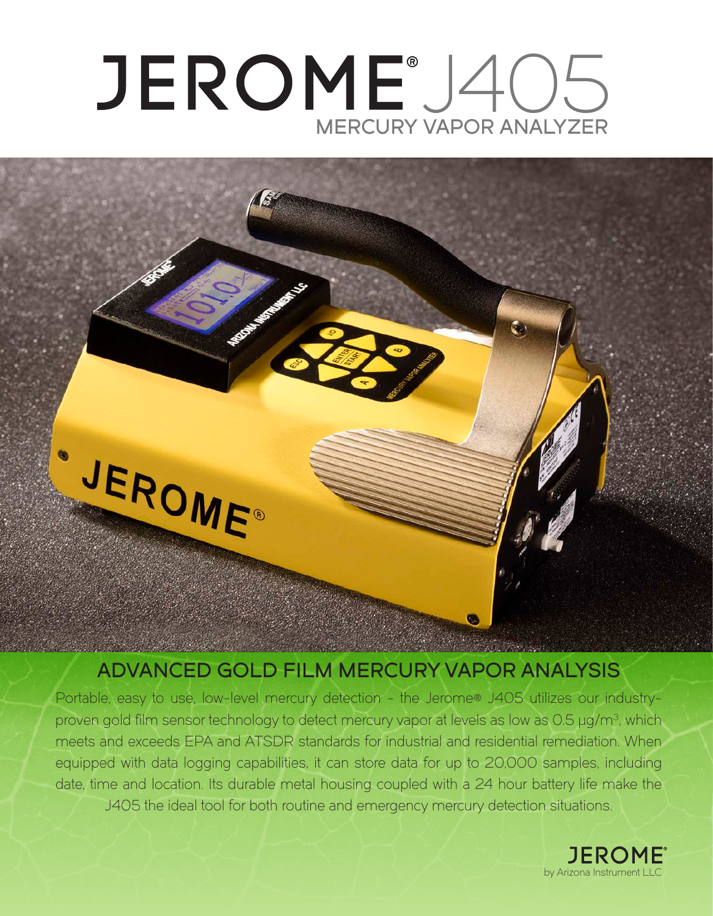# JEROME® J405

## MERCURY VAPOR ANALYZER

## ADVANCED GOLD FILM MERCURY VAPOR ANALYSIS

Portable, easy to use, low-level mercury detection - the Jerome® J405 utilizes our industry-proven gold film sensor technology to detect mercury vapor at levels as low as 0.5 µg/m³, which meets and exceeds EPA and ATSDR standards for industrial and residential remediation. When equipped with data logging capabilities, it can store data for up to 20,000 samples, including date, time and location. Its durable metal housing coupled with a 24 hour battery life make the J405 the ideal tool for both routine and emergency mercury detection situations.

JEROME® by Arizona Instrument LLC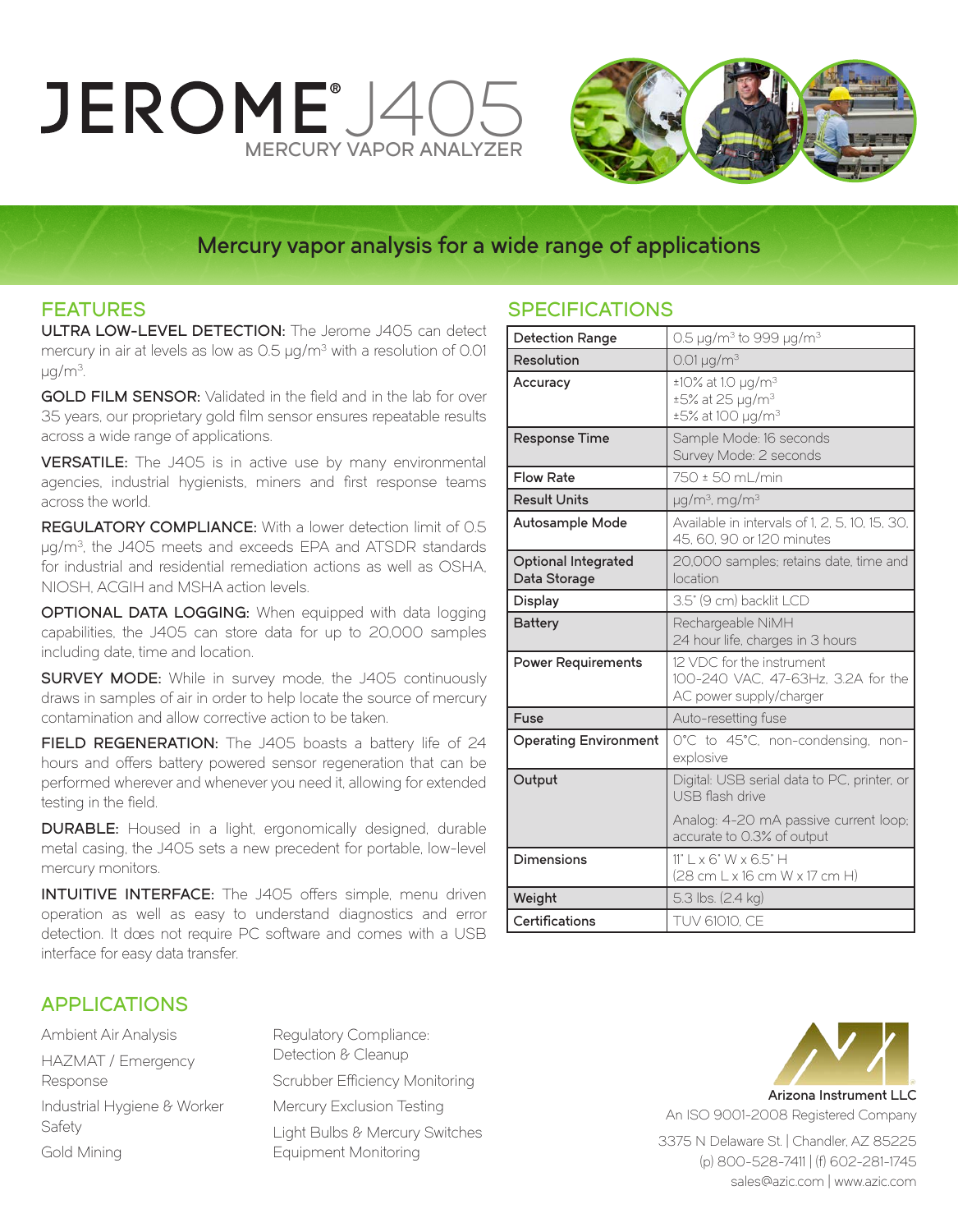# JEROME® J405

MERCURY VAPOR ANALYZER

## Mercury vapor analysis for a wide range of applications

## FEATURES

**ULTRA LOW-LEVEL DETECTION:** The Jerome J405 can detect mercury in air at levels as low as 0.5 µg/m$^3$ with a resolution of 0.01 µg/m$^3$.

**GOLD FILM SENSOR:** Validated in the field and in the lab for over 35 years, our proprietary gold film sensor ensures repeatable results across a wide range of applications.

**VERSATILE:** The J405 is in active use by many environmental agencies, industrial hygienists, miners and first response teams across the world.

**REGULATORY COMPLIANCE:** With a lower detection limit of 0.5 µg/m$^3$, the J405 meets and exceeds EPA and ATSDR standards for industrial and residential remediation actions as well as OSHA, NIOSH, ACGIH and MSHA action levels.

**OPTIONAL DATA LOGGING:** When equipped with data logging capabilities, the J405 can store data for up to 20,000 samples including date, time and location.

**SURVEY MODE:** While in survey mode, the J405 continuously draws in samples of air in order to help locate the source of mercury contamination and allow corrective action to be taken.

**FIELD REGENERATION:** The J405 boasts a battery life of 24 hours and offers battery powered sensor regeneration that can be performed wherever and whenever you need it, allowing for extended testing in the field.

**DURABLE:** Housed in a light, ergonomically designed, durable metal casing, the J405 sets a new precedent for portable, low-level mercury monitors.

**INTUITIVE INTERFACE:** The J405 offers simple, menu driven operation as well as easy to understand diagnostics and error detection. It does not require PC software and comes with a USB interface for easy data transfer.

## SPECIFICATIONS

| | |
|---|---|
| Detection Range | 0.5 µg/m$^3$ to 999 µg/m$^3$ |
| Resolution | 0.01 µg/m$^3$ |
| Accuracy | ±10% at 1.0 µg/m$^3$<br>±5% at 25 µg/m$^3$<br>±5% at 100 µg/m$^3$ |
| Response Time | Sample Mode: 16 seconds<br>Survey Mode: 2 seconds |
| Flow Rate | 750 ± 50 mL/min |
| Result Units | µg/m$^3$, mg/m$^3$ |
| Autosample Mode | Available in intervals of 1, 2, 5, 10, 15, 30, 45, 60, 90 or 120 minutes |
| Optional Integrated Data Storage | 20,000 samples; retains date, time and location |
| Display | 3.5" (9 cm) backlit LCD |
| Battery | Rechargeable NiMH<br>24 hour life, charges in 3 hours |
| Power Requirements | 12 VDC for the instrument<br>100-240 VAC, 47-63Hz, 3.2A for the AC power supply/charger |
| Fuse | Auto-resetting fuse |
| Operating Environment | 0°C to 45°C, non-condensing, non-explosive |
| Output | Digital: USB serial data to PC, printer, or USB flash drive<br>Analog: 4-20 mA passive current loop; accurate to 0.3% of output |
| Dimensions | 11" L x 6" W x 6.5" H<br>(28 cm L x 16 cm W x 17 cm H) |
| Weight | 5.3 lbs. (2.4 kg) |
| Certifications | TUV 61010, CE |

## APPLICATIONS

- Ambient Air Analysis
- HAZMAT / Emergency Response
- Industrial Hygiene & Worker Safety
- Gold Mining
- Regulatory Compliance: Detection & Cleanup
- Scrubber Efficiency Monitoring
- Mercury Exclusion Testing
- Light Bulbs & Mercury Switches Equipment Monitoring

Arizona Instrument LLC
An ISO 9001-2008 Registered Company

3375 N Delaware St. | Chandler, AZ 85225
(p) 800-528-7411 | (f) 602-281-1745
sales@azic.com | www.azic.com